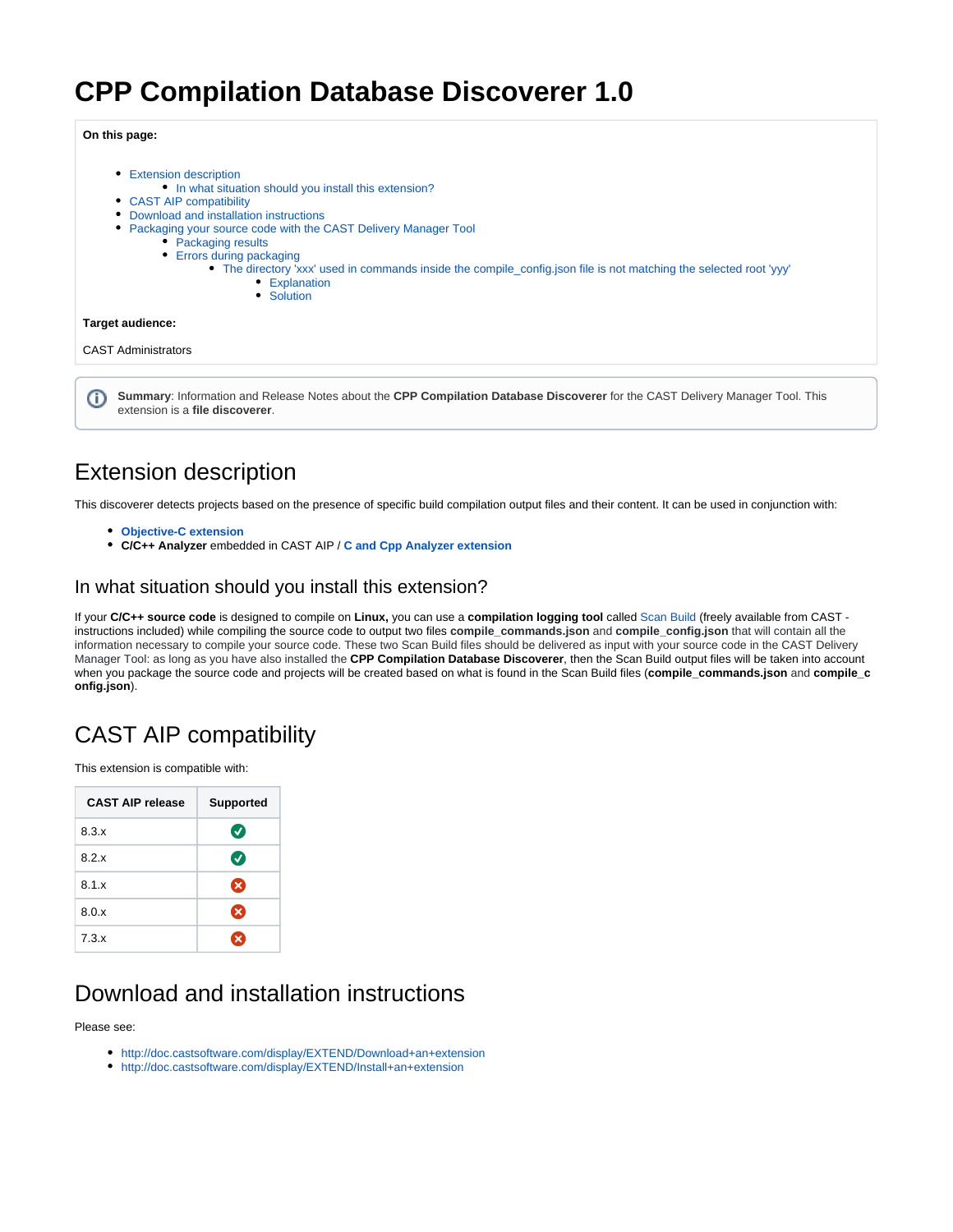# CPP Compilation Database Discoverer 1.0

**On this page:**

- Extension description
  - In what situation should you install this extension?
- CAST AIP compatibility
- Download and installation instructions
- Packaging your source code with the CAST Delivery Manager Tool
  - Packaging results
  - Errors during packaging
    - The directory 'xxx' used in commands inside the compile_config.json file is not matching the selected root 'yyy'
      - Explanation
      - Solution

**Target audience:**

CAST Administrators

**Summary**: Information and Release Notes about the **CPP Compilation Database Discoverer** for the CAST Delivery Manager Tool. This extension is a **file discoverer**.

## Extension description

This discoverer detects projects based on the presence of specific build compilation output files and their content. It can be used in conjunction with:

- **Objective-C extension**
- **C/C++ Analyzer** embedded in CAST AIP / **C and Cpp Analyzer extension**

### In what situation should you install this extension?

If your **C/C++ source code** is designed to compile on **Linux,** you can use a **compilation logging tool** called Scan Build (freely available from CAST - instructions included) while compiling the source code to output two files **compile_commands.json** and **compile_config.json** that will contain all the information necessary to compile your source code. These two Scan Build files should be delivered as input with your source code in the CAST Delivery Manager Tool: as long as you have also installed the **CPP Compilation Database Discoverer**, then the Scan Build output files will be taken into account when you package the source code and projects will be created based on what is found in the Scan Build files (**compile_commands.json** and **compile_config.json**).

## CAST AIP compatibility

This extension is compatible with:

| CAST AIP release | Supported |
|---|---|
| 8.3.x | ✅ |
| 8.2.x | ✅ |
| 8.1.x | ❌ |
| 8.0.x | ❌ |
| 7.3.x | ❌ |

## Download and installation instructions

Please see:

- http://doc.castsoftware.com/display/EXTEND/Download+an+extension
- http://doc.castsoftware.com/display/EXTEND/Install+an+extension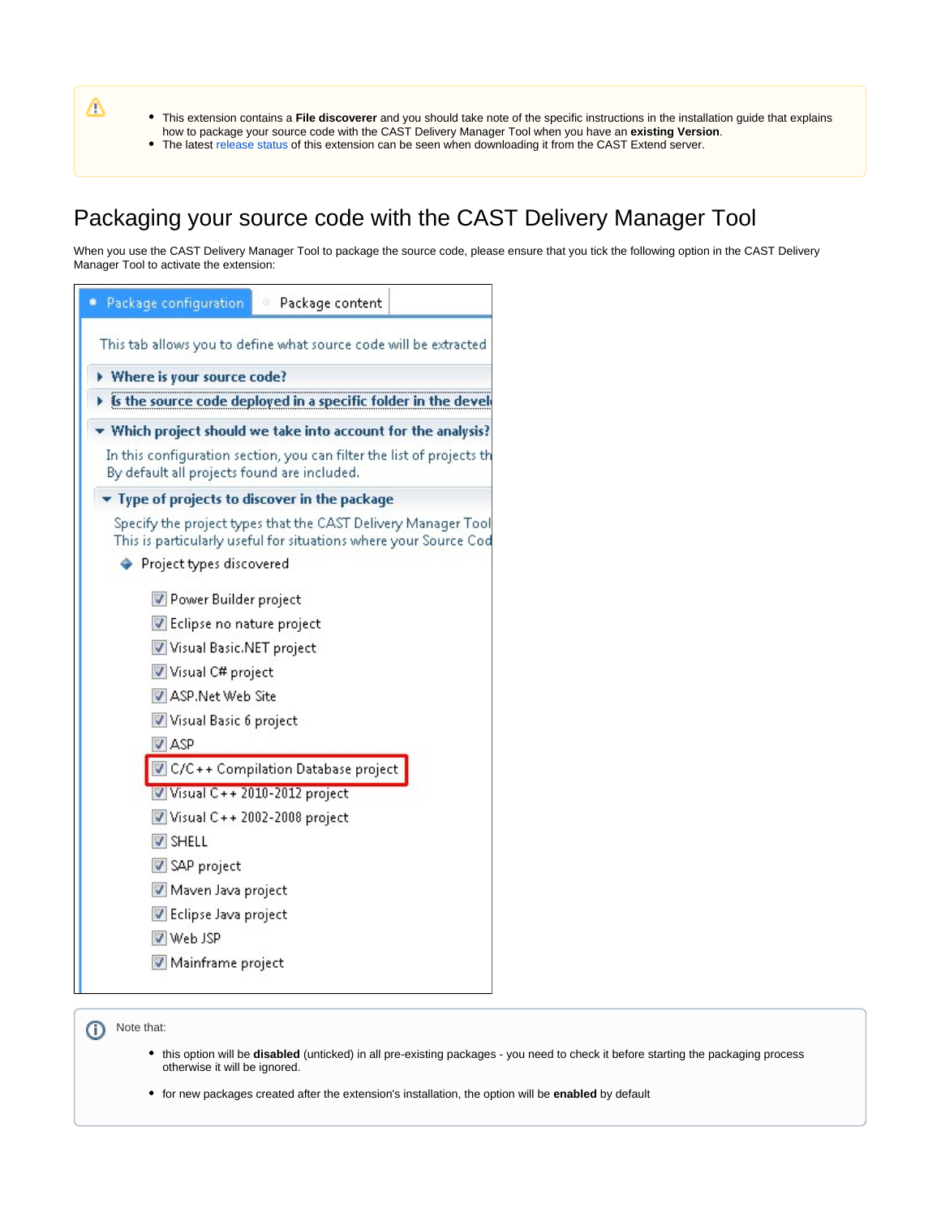- This extension contains a **File discoverer** and you should take note of the specific instructions in the installation guide that explains how to package your source code with the CAST Delivery Manager Tool when you have an **existing Version**.
- The latest release status of this extension can be seen when downloading it from the CAST Extend server.

# Packaging your source code with the CAST Delivery Manager Tool

When you use the CAST Delivery Manager Tool to package the source code, please ensure that you tick the following option in the CAST Delivery Manager Tool to activate the extension:

Note that:

- this option will be **disabled** (unticked) in all pre-existing packages - you need to check it before starting the packaging process otherwise it will be ignored.
- for new packages created after the extension's installation, the option will be **enabled** by default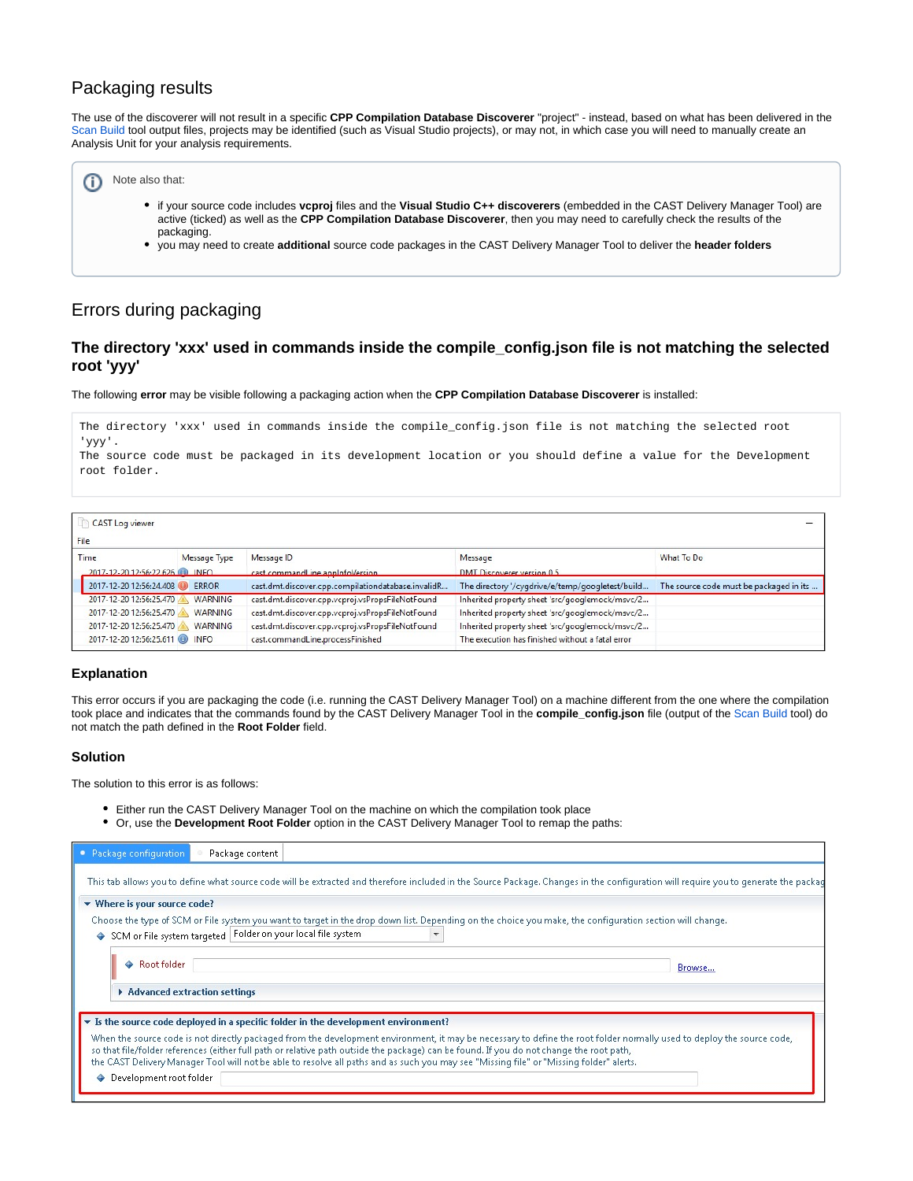## Packaging results

The use of the discoverer will not result in a specific **CPP Compilation Database Discoverer** "project" - instead, based on what has been delivered in the Scan Build tool output files, projects may be identified (such as Visual Studio projects), or may not, in which case you will need to manually create an Analysis Unit for your analysis requirements.

> Note also that:
>
> - if your source code includes **vcproj** files and the **Visual Studio C++ discoverers** (embedded in the CAST Delivery Manager Tool) are active (ticked) as well as the **CPP Compilation Database Discoverer**, then you may need to carefully check the results of the packaging.
> - you may need to create **additional** source code packages in the CAST Delivery Manager Tool to deliver the **header folders**

## Errors during packaging

### The directory 'xxx' used in commands inside the compile_config.json file is not matching the selected root 'yyy'

The following **error** may be visible following a packaging action when the **CPP Compilation Database Discoverer** is installed:

```
The directory 'xxx' used in commands inside the compile_config.json file is not matching the selected root 'yyy'.
The source code must be packaged in its development location or you should define a value for the Development root folder.
```

CAST Log viewer

File

| Time | Message Type | Message ID | Message | What To Do |
|---|---|---|---|---|
| 2017-12-20 12:56:22.626 | INFO | cast.commandLine.appInfoVersion | DMT Discoverer version 0.5 | |
| 2017-12-20 12:56:24.408 | ERROR | cast.dmt.discover.cpp.compilationdatabase.invalidR... | The directory '/cygdrive/e/temp/googletest/build... | The source code must be packaged in its ... |
| 2017-12-20 12:56:25.470 | WARNING | cast.dmt.discover.cpp.vcproj.vsPropsFileNotFound | Inherited property sheet 'src/googlemock/msvc/2... | |
| 2017-12-20 12:56:25.470 | WARNING | cast.dmt.discover.cpp.vcproj.vsPropsFileNotFound | Inherited property sheet 'src/googlemock/msvc/2... | |
| 2017-12-20 12:56:25.470 | WARNING | cast.dmt.discover.cpp.vcproj.vsPropsFileNotFound | Inherited property sheet 'src/googlemock/msvc/2... | |
| 2017-12-20 12:56:25.611 | INFO | cast.commandLine.processFinished | The execution has finished without a fatal error | |

#### Explanation

This error occurs if you are packaging the code (i.e. running the CAST Delivery Manager Tool) on a machine different from the one where the compilation took place and indicates that the commands found by the CAST Delivery Manager Tool in the **compile_config.json** file (output of the Scan Build tool) do not match the path defined in the **Root Folder** field.

#### Solution

The solution to this error is as follows:

- Either run the CAST Delivery Manager Tool on the machine on which the compilation took place
- Or, use the **Development Root Folder** option in the CAST Delivery Manager Tool to remap the paths:

Package configuration | Package content

This tab allows you to define what source code will be extracted and therefore included in the Source Package. Changes in the configuration will require you to generate the packag

**Where is your source code?**

Choose the type of SCM or File system you want to target in the drop down list. Depending on the choice you make, the configuration section will change.

SCM or File system targeted: Folder on your local file system

Root folder — Browse...

**Advanced extraction settings**

**Is the source code deployed in a specific folder in the development environment?**

When the source code is not directly packaged from the development environment, it may be necessary to define the root folder normally used to deploy the source code, so that file/folder references (either full path or relative path outside the package) can be found. If you do not change the root path, the CAST Delivery Manager Tool will not be able to resolve all paths and as such you may see "Missing file" or "Missing folder" alerts.

Development root folder